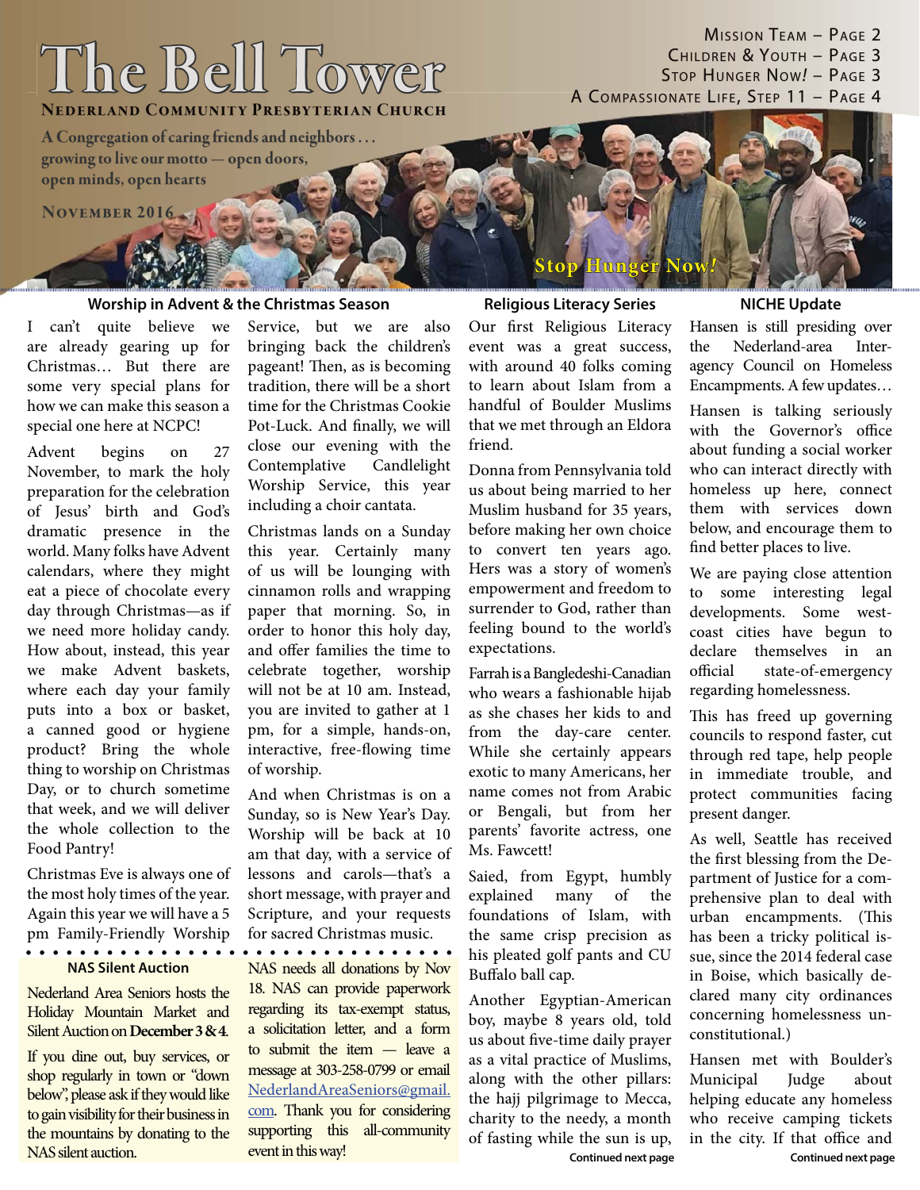# The Bell Tower

**Nederland Community Presbyterian Church**

A Congregation of caring friends and neighbors . . . growing to live our motto — open doors, open minds, open hearts

November 2016

Mission Team – Page 2
Children & Youth – Page 3
Stop Hunger Now! – Page 3
A Compassionate Life, Step 11 – Page 4

Stop Hunger Now!

## Worship in Advent & the Christmas Season

I can't quite believe we are already gearing up for Christmas… But there are some very special plans for how we can make this season a special one here at NCPC!

Advent begins on 27 November, to mark the holy preparation for the celebration of Jesus' birth and God's dramatic presence in the world. Many folks have Advent calendars, where they might eat a piece of chocolate every day through Christmas—as if we need more holiday candy. How about, instead, this year we make Advent baskets, where each day your family puts into a box or basket, a canned good or hygiene product? Bring the whole thing to worship on Christmas Day, or to church sometime that week, and we will deliver the whole collection to the Food Pantry!

Christmas Eve is always one of the most holy times of the year. Again this year we will have a 5 pm Family-Friendly Worship Service, but we are also bringing back the children's pageant! Then, as is becoming tradition, there will be a short time for the Christmas Cookie Pot-Luck. And finally, we will close our evening with the Contemplative Candlelight Worship Service, this year including a choir cantata.

Christmas lands on a Sunday this year. Certainly many of us will be lounging with cinnamon rolls and wrapping paper that morning. So, in order to honor this holy day, and offer families the time to celebrate together, worship will not be at 10 am. Instead, you are invited to gather at 1 pm, for a simple, hands-on, interactive, free-flowing time of worship.

And when Christmas is on a Sunday, so is New Year's Day. Worship will be back at 10 am that day, with a service of lessons and carols—that's a short message, with prayer and Scripture, and your requests for sacred Christmas music.

## NAS Silent Auction

Nederland Area Seniors hosts the Holiday Mountain Market and Silent Auction on **December 3 & 4**.

If you dine out, buy services, or shop regularly in town or "down below", please ask if they would like to gain visibility for their business in the mountains by donating to the NAS silent auction.

NAS needs all donations by Nov 18. NAS can provide paperwork regarding its tax-exempt status, a solicitation letter, and a form to submit the item — leave a message at 303-258-0799 or email NederlandAreaSeniors@gmail.com. Thank you for considering supporting this all-community event in this way!

## Religious Literacy Series

Our first Religious Literacy event was a great success, with around 40 folks coming to learn about Islam from a handful of Boulder Muslims that we met through an Eldora friend.

Donna from Pennsylvania told us about being married to her Muslim husband for 35 years, before making her own choice to convert ten years ago. Hers was a story of women's empowerment and freedom to surrender to God, rather than feeling bound to the world's expectations.

Farrah is a Bangledeshi-Canadian who wears a fashionable hijab as she chases her kids to and from the day-care center. While she certainly appears exotic to many Americans, her name comes not from Arabic or Bengali, but from her parents' favorite actress, one Ms. Fawcett!

Saied, from Egypt, humbly explained many of the foundations of Islam, with the same crisp precision as his pleated golf pants and CU Buffalo ball cap.

Another Egyptian-American boy, maybe 8 years old, told us about five-time daily prayer as a vital practice of Muslims, along with the other pillars: the hajj pilgrimage to Mecca, charity to the needy, a month of fasting while the sun is up,

**Continued next page**

## NICHE Update

Hansen is still presiding over the Nederland-area Inter-agency Council on Homeless Encampments. A few updates…

Hansen is talking seriously with the Governor's office about funding a social worker who can interact directly with homeless up here, connect them with services down below, and encourage them to find better places to live.

We are paying close attention to some interesting legal developments. Some west-coast cities have begun to declare themselves in an official state-of-emergency regarding homelessness.

This has freed up governing councils to respond faster, cut through red tape, help people in immediate trouble, and protect communities facing present danger.

As well, Seattle has received the first blessing from the Department of Justice for a comprehensive plan to deal with urban encampments. (This has been a tricky political issue, since the 2014 federal case in Boise, which basically declared many city ordinances concerning homelessness unconstitutional.)

Hansen met with Boulder's Municipal Judge about helping educate any homeless who receive camping tickets in the city. If that office and

**Continued next page**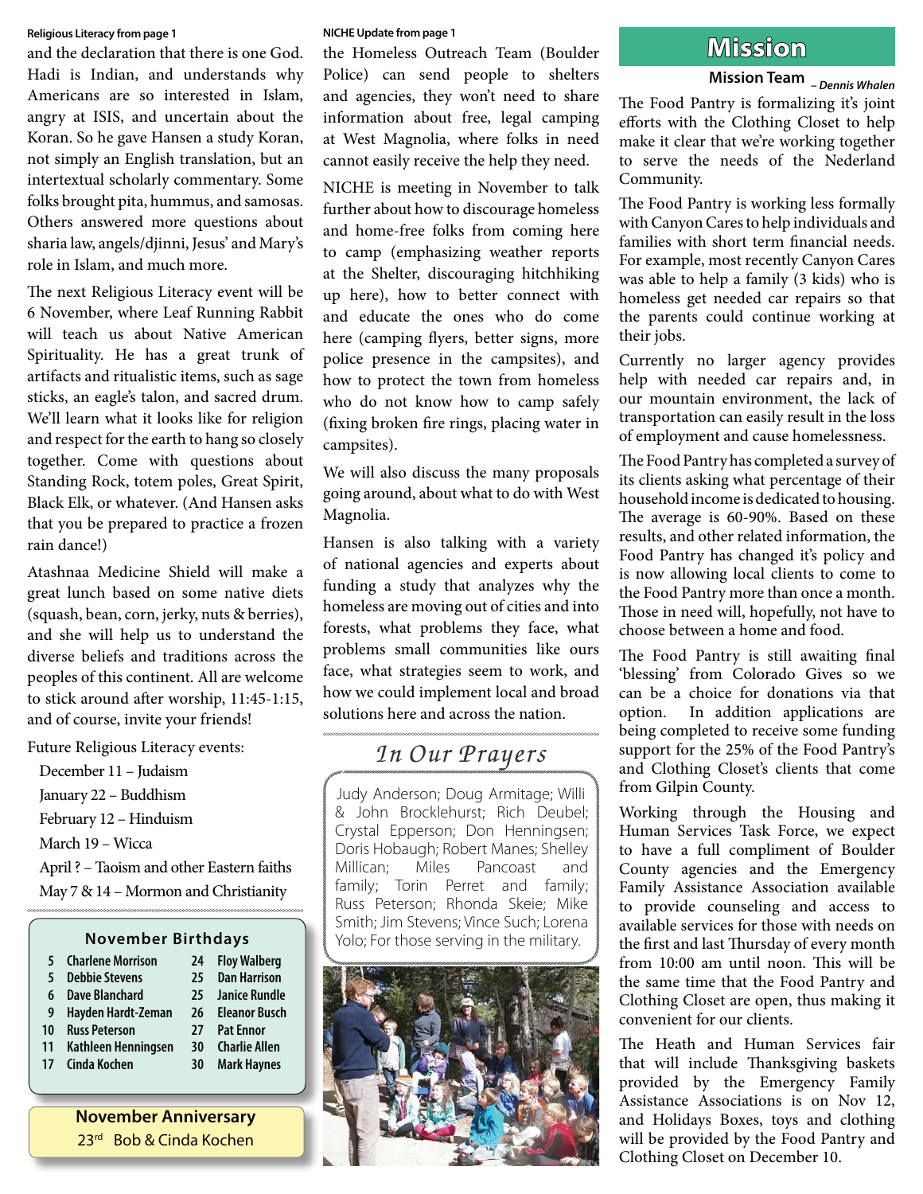Religious Literacy from page 1

and the declaration that there is one God. Hadi is Indian, and understands why Americans are so interested in Islam, angry at ISIS, and uncertain about the Koran. So he gave Hansen a study Koran, not simply an English translation, but an intertextual scholarly commentary. Some folks brought pita, hummus, and samosas. Others answered more questions about sharia law, angels/djinni, Jesus' and Mary's role in Islam, and much more.

The next Religious Literacy event will be 6 November, where Leaf Running Rabbit will teach us about Native American Spirituality. He has a great trunk of artifacts and ritualistic items, such as sage sticks, an eagle's talon, and sacred drum. We'll learn what it looks like for religion and respect for the earth to hang so closely together. Come with questions about Standing Rock, totem poles, Great Spirit, Black Elk, or whatever. (And Hansen asks that you be prepared to practice a frozen rain dance!)

Atashnaa Medicine Shield will make a great lunch based on some native diets (squash, bean, corn, jerky, nuts & berries), and she will help us to understand the diverse beliefs and traditions across the peoples of this continent. All are welcome to stick around after worship, 11:45-1:15, and of course, invite your friends!

Future Religious Literacy events:

- December 11 – Judaism
- January 22 – Buddhism
- February 12 – Hinduism
- March 19 – Wicca
- April ? – Taoism and other Eastern faiths
- May 7 & 14 – Mormon and Christianity

### November Birthdays

| | | | |
|---|---|---|---|
| 5 | Charlene Morrison | 24 | Floy Walberg |
| 5 | Debbie Stevens | 25 | Dan Harrison |
| 6 | Dave Blanchard | 25 | Janice Rundle |
| 9 | Hayden Hardt-Zeman | 26 | Eleanor Busch |
| 10 | Russ Peterson | 27 | Pat Ennor |
| 11 | Kathleen Henningsen | 30 | Charlie Allen |
| 17 | Cinda Kochen | 30 | Mark Haynes |

### November Anniversary

23rd Bob & Cinda Kochen

NICHE Update from page 1

the Homeless Outreach Team (Boulder Police) can send people to shelters and agencies, they won't need to share information about free, legal camping at West Magnolia, where folks in need cannot easily receive the help they need.

NICHE is meeting in November to talk further about how to discourage homeless and home-free folks from coming here to camp (emphasizing weather reports at the Shelter, discouraging hitchhiking up here), how to better connect with and educate the ones who do come here (camping flyers, better signs, more police presence in the campsites), and how to protect the town from homeless who do not know how to camp safely (fixing broken fire rings, placing water in campsites).

We will also discuss the many proposals going around, about what to do with West Magnolia.

Hansen is also talking with a variety of national agencies and experts about funding a study that analyzes why the homeless are moving out of cities and into forests, what problems they face, what problems small communities like ours face, what strategies seem to work, and how we could implement local and broad solutions here and across the nation.

## *In Our Prayers*

Judy Anderson; Doug Armitage; Willi & John Brocklehurst; Rich Deubel; Crystal Epperson; Don Henningsen; Doris Hobaugh; Robert Manes; Shelley Millican; Miles Pancoast and family; Torin Perret and family; Russ Peterson; Rhonda Skeie; Mike Smith; Jim Stevens; Vince Such; Lorena Yolo; For those serving in the military.

## Mission

**Mission Team** *– Dennis Whalen*

The Food Pantry is formalizing it's joint efforts with the Clothing Closet to help make it clear that we're working together to serve the needs of the Nederland Community.

The Food Pantry is working less formally with Canyon Cares to help individuals and families with short term financial needs. For example, most recently Canyon Cares was able to help a family (3 kids) who is homeless get needed car repairs so that the parents could continue working at their jobs.

Currently no larger agency provides help with needed car repairs and, in our mountain environment, the lack of transportation can easily result in the loss of employment and cause homelessness.

The Food Pantry has completed a survey of its clients asking what percentage of their household income is dedicated to housing. The average is 60-90%. Based on these results, and other related information, the Food Pantry has changed it's policy and is now allowing local clients to come to the Food Pantry more than once a month. Those in need will, hopefully, not have to choose between a home and food.

The Food Pantry is still awaiting final 'blessing' from Colorado Gives so we can be a choice for donations via that option. In addition applications are being completed to receive some funding support for the 25% of the Food Pantry's and Clothing Closet's clients that come from Gilpin County.

Working through the Housing and Human Services Task Force, we expect to have a full compliment of Boulder County agencies and the Emergency Family Assistance Association available to provide counseling and access to available services for those with needs on the first and last Thursday of every month from 10:00 am until noon. This will be the same time that the Food Pantry and Clothing Closet are open, thus making it convenient for our clients.

The Heath and Human Services fair that will include Thanksgiving baskets provided by the Emergency Family Assistance Associations is on Nov 12, and Holidays Boxes, toys and clothing will be provided by the Food Pantry and Clothing Closet on December 10.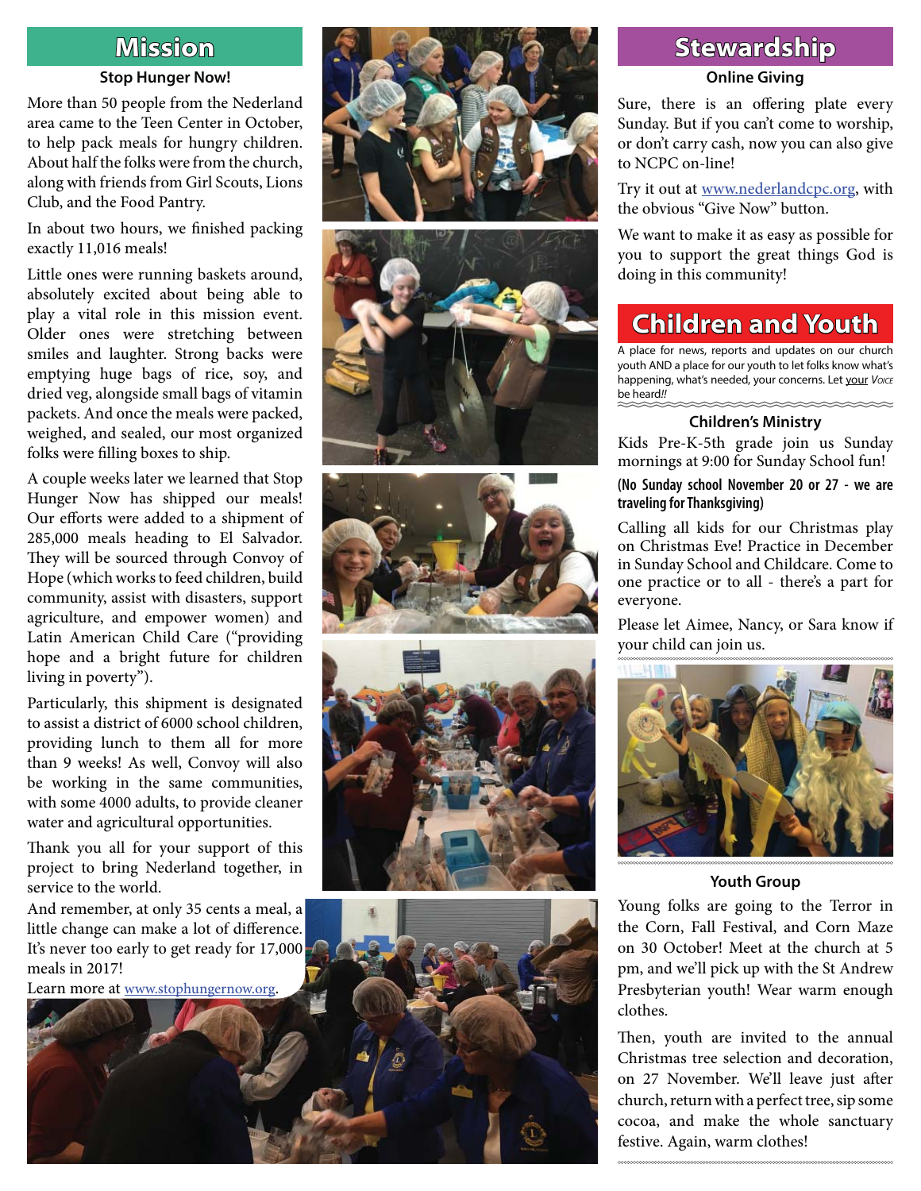## Mission

### Stop Hunger Now!

More than 50 people from the Nederland area came to the Teen Center in October, to help pack meals for hungry children. About half the folks were from the church, along with friends from Girl Scouts, Lions Club, and the Food Pantry.

In about two hours, we finished packing exactly 11,016 meals!

Little ones were running baskets around, absolutely excited about being able to play a vital role in this mission event. Older ones were stretching between smiles and laughter. Strong backs were emptying huge bags of rice, soy, and dried veg, alongside small bags of vitamin packets. And once the meals were packed, weighed, and sealed, our most organized folks were filling boxes to ship.

A couple weeks later we learned that Stop Hunger Now has shipped our meals! Our efforts were added to a shipment of 285,000 meals heading to El Salvador. They will be sourced through Convoy of Hope (which works to feed children, build community, assist with disasters, support agriculture, and empower women) and Latin American Child Care ("providing hope and a bright future for children living in poverty").

Particularly, this shipment is designated to assist a district of 6000 school children, providing lunch to them all for more than 9 weeks! As well, Convoy will also be working in the same communities, with some 4000 adults, to provide cleaner water and agricultural opportunities.

Thank you all for your support of this project to bring Nederland together, in service to the world.

And remember, at only 35 cents a meal, a little change can make a lot of difference. It's never too early to get ready for 17,000 meals in 2017!

Learn more at www.stophungernow.org.

## Stewardship

### Online Giving

Sure, there is an offering plate every Sunday. But if you can't come to worship, or don't carry cash, now you can also give to NCPC on-line!

Try it out at www.nederlandcpc.org, with the obvious "Give Now" button.

We want to make it as easy as possible for you to support the great things God is doing in this community!

## Children and Youth

A place for news, reports and updates on our church youth AND a place for our youth to let folks know what's happening, what's needed, your concerns. Let your *Voice* be heard!!

### Children's Ministry

Kids Pre-K-5th grade join us Sunday mornings at 9:00 for Sunday School fun!

**(No Sunday school November 20 or 27 - we are traveling for Thanksgiving)**

Calling all kids for our Christmas play on Christmas Eve! Practice in December in Sunday School and Childcare. Come to one practice or to all - there's a part for everyone.

Please let Aimee, Nancy, or Sara know if your child can join us.

### Youth Group

Young folks are going to the Terror in the Corn, Fall Festival, and Corn Maze on 30 October! Meet at the church at 5 pm, and we'll pick up with the St Andrew Presbyterian youth! Wear warm enough clothes.

Then, youth are invited to the annual Christmas tree selection and decoration, on 27 November. We'll leave just after church, return with a perfect tree, sip some cocoa, and make the whole sanctuary festive. Again, warm clothes!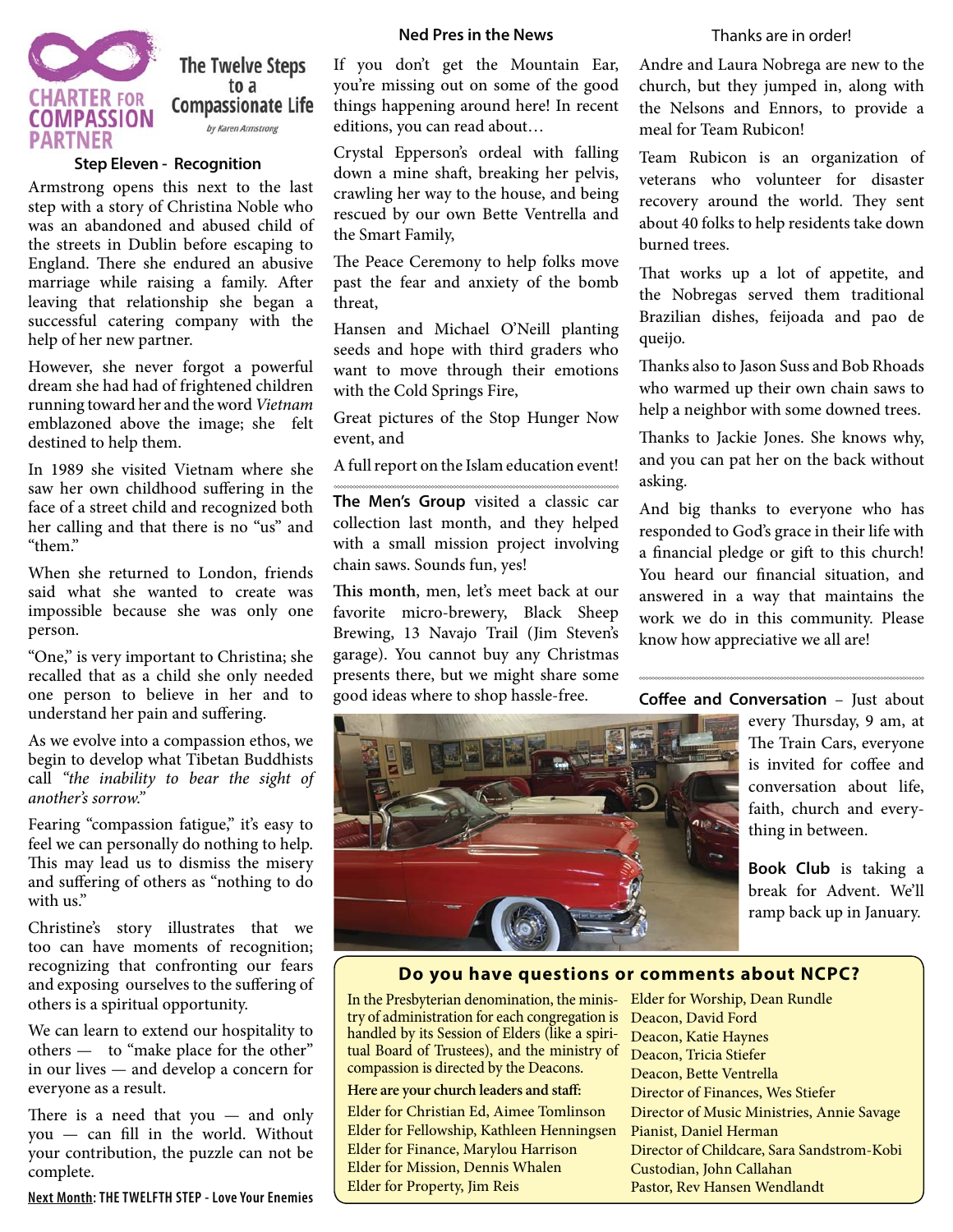CHARTER FOR COMPASSION PARTNER

## The Twelve Steps to a Compassionate Life

*by Karen Armstrong*

### Step Eleven - Recognition

Armstrong opens this next to the last step with a story of Christina Noble who was an abandoned and abused child of the streets in Dublin before escaping to England. There she endured an abusive marriage while raising a family. After leaving that relationship she began a successful catering company with the help of her new partner.

However, she never forgot a powerful dream she had had of frightened children running toward her and the word *Vietnam* emblazoned above the image; she felt destined to help them.

In 1989 she visited Vietnam where she saw her own childhood suffering in the face of a street child and recognized both her calling and that there is no "us" and "them."

When she returned to London, friends said what she wanted to create was impossible because she was only one person.

"One," is very important to Christina; she recalled that as a child she only needed one person to believe in her and to understand her pain and suffering.

As we evolve into a compassion ethos, we begin to develop what Tibetan Buddhists call *"the inability to bear the sight of another's sorrow."*

Fearing "compassion fatigue," it's easy to feel we can personally do nothing to help. This may lead us to dismiss the misery and suffering of others as "nothing to do with us."

Christine's story illustrates that we too can have moments of recognition; recognizing that confronting our fears and exposing ourselves to the suffering of others is a spiritual opportunity.

We can learn to extend our hospitality to others — to "make place for the other" in our lives — and develop a concern for everyone as a result.

There is a need that you — and only you — can fill in the world. Without your contribution, the puzzle can not be complete.

**Next Month: THE TWELFTH STEP - Love Your Enemies**

### Ned Pres in the News

If you don't get the Mountain Ear, you're missing out on some of the good things happening around here! In recent editions, you can read about…

Crystal Epperson's ordeal with falling down a mine shaft, breaking her pelvis, crawling her way to the house, and being rescued by our own Bette Ventrella and the Smart Family,

The Peace Ceremony to help folks move past the fear and anxiety of the bomb threat,

Hansen and Michael O'Neill planting seeds and hope with third graders who want to move through their emotions with the Cold Springs Fire,

Great pictures of the Stop Hunger Now event, and

A full report on the Islam education event!

**The Men's Group** visited a classic car collection last month, and they helped with a small mission project involving chain saws. Sounds fun, yes!

**This month**, men, let's meet back at our favorite micro-brewery, Black Sheep Brewing, 13 Navajo Trail (Jim Steven's garage). You cannot buy any Christmas presents there, but we might share some good ideas where to shop hassle-free.

### Thanks are in order!

Andre and Laura Nobrega are new to the church, but they jumped in, along with the Nelsons and Ennors, to provide a meal for Team Rubicon!

Team Rubicon is an organization of veterans who volunteer for disaster recovery around the world. They sent about 40 folks to help residents take down burned trees.

That works up a lot of appetite, and the Nobregas served them traditional Brazilian dishes, feijoada and pao de queijo.

Thanks also to Jason Suss and Bob Rhoads who warmed up their own chain saws to help a neighbor with some downed trees.

Thanks to Jackie Jones. She knows why, and you can pat her on the back without asking.

And big thanks to everyone who has responded to God's grace in their life with a financial pledge or gift to this church! You heard our financial situation, and answered in a way that maintains the work we do in this community. Please know how appreciative we all are!

**Coffee and Conversation** – Just about every Thursday, 9 am, at The Train Cars, everyone is invited for coffee and conversation about life, faith, church and everything in between.

**Book Club** is taking a break for Advent. We'll ramp back up in January.

### Do you have questions or comments about NCPC?

In the Presbyterian denomination, the ministry of administration for each congregation is handled by its Session of Elders (like a spiritual Board of Trustees), and the ministry of compassion is directed by the Deacons.

**Here are your church leaders and staff:**

Elder for Christian Ed, Aimee Tomlinson
Elder for Fellowship, Kathleen Henningsen
Elder for Finance, Marylou Harrison
Elder for Mission, Dennis Whalen
Elder for Property, Jim Reis
Elder for Worship, Dean Rundle
Deacon, David Ford
Deacon, Katie Haynes
Deacon, Tricia Stiefer
Deacon, Bette Ventrella
Director of Finances, Wes Stiefer
Director of Music Ministries, Annie Savage
Pianist, Daniel Herman
Director of Childcare, Sara Sandstrom-Kobi
Custodian, John Callahan
Pastor, Rev Hansen Wendlandt